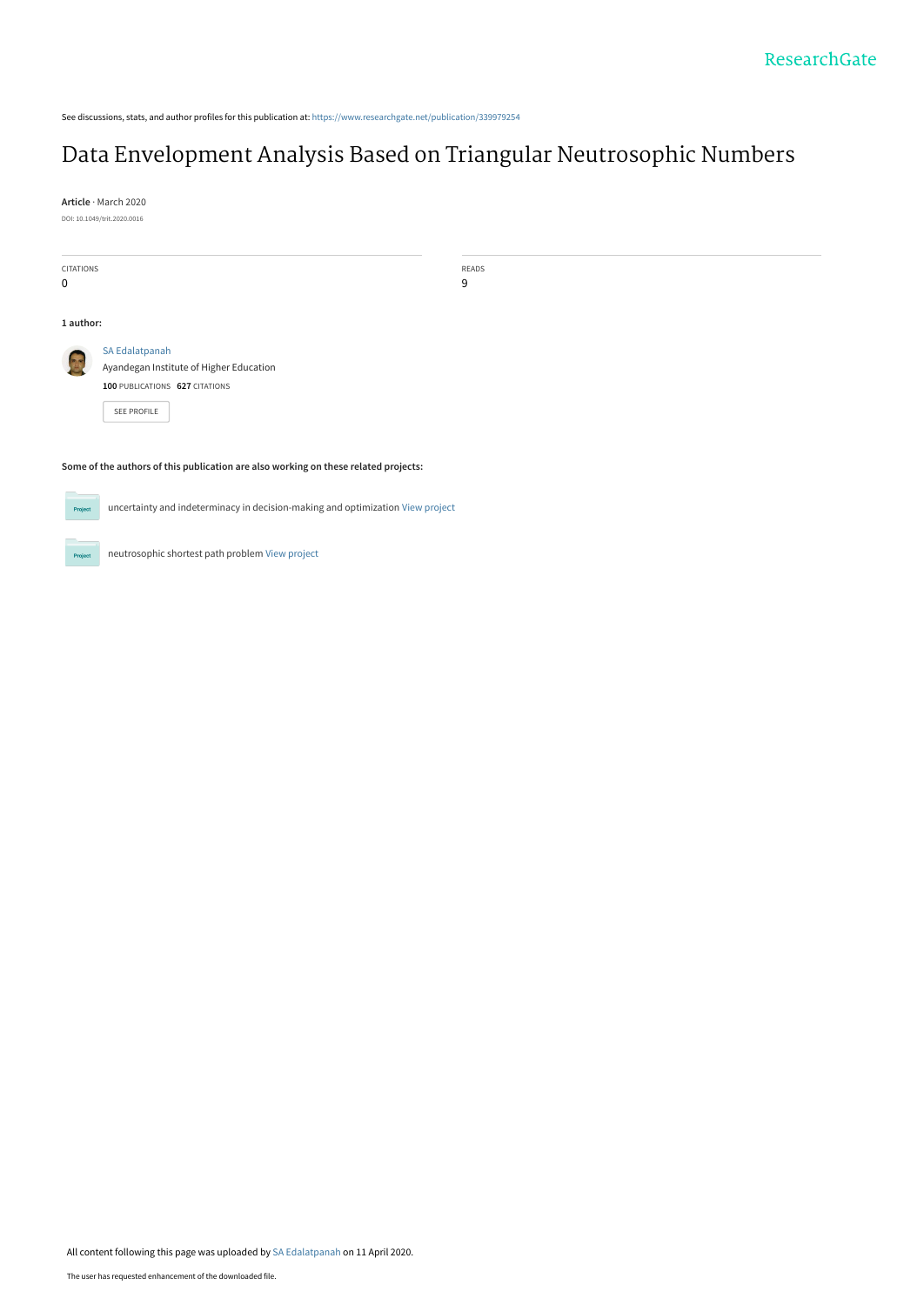See discussions, stats, and author profiles for this publication at: https://www.researchgate.net/publication/339979254

# Data Envelopment Analysis Based on Triangular Neutrosophic Numbers

**Article** · March 2020

DOI: 10.1049/trit.2020.0016

| CITATIONS | READS |
| --- | --- |
| 0 | 9 |

**1 author:**

SA Edalatpanah
Ayandegan Institute of Higher Education
**100** PUBLICATIONS **627** CITATIONS

SEE PROFILE

**Some of the authors of this publication are also working on these related projects:**

uncertainty and indeterminacy in decision-making and optimization View project

neutrosophic shortest path problem View project

All content following this page was uploaded by SA Edalatpanah on 11 April 2020.

The user has requested enhancement of the downloaded file.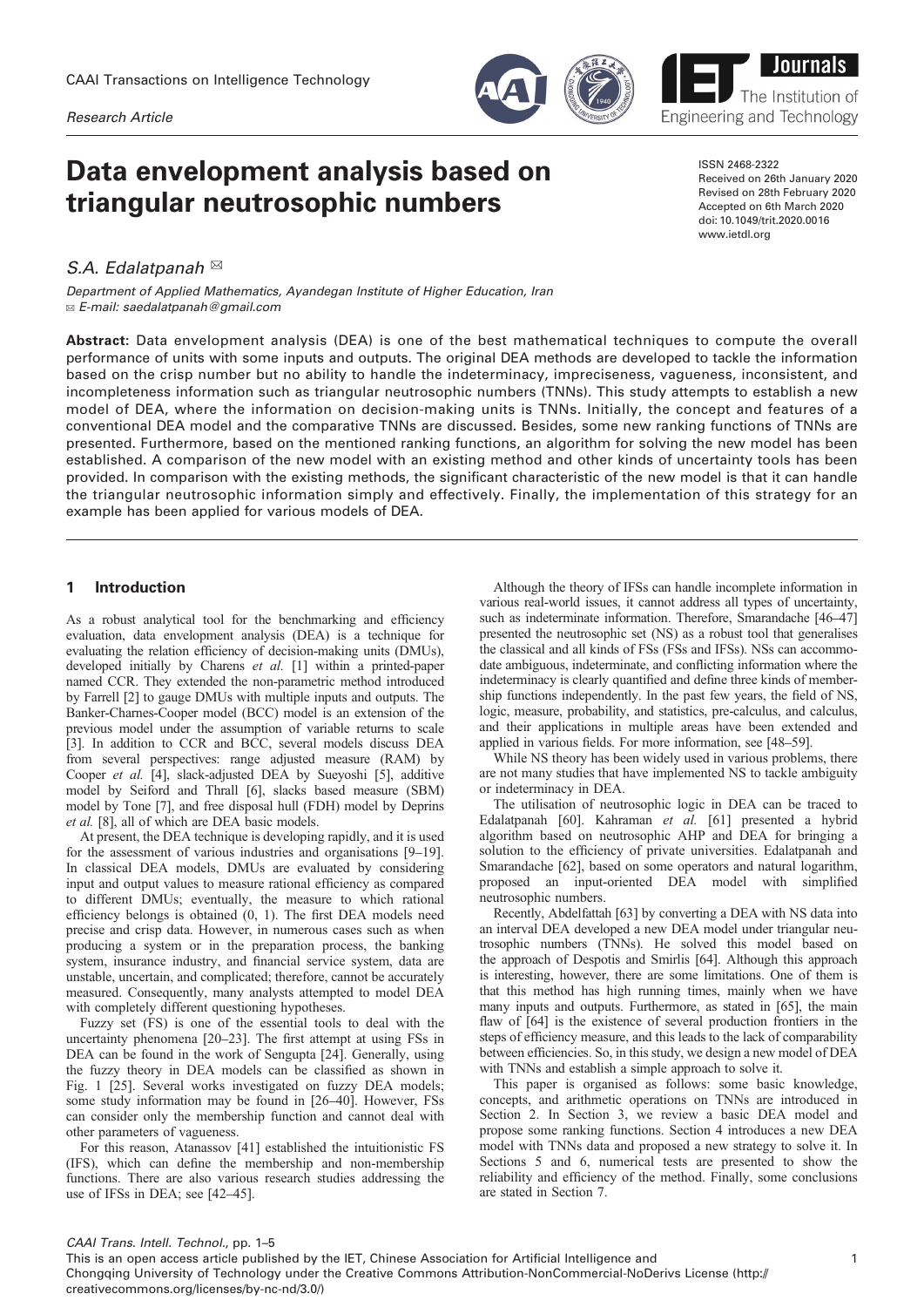# Data envelopment analysis based on triangular neutrosophic numbers

ISSN 2468-2322
Received on 26th January 2020
Revised on 28th February 2020
Accepted on 6th March 2020
doi: 10.1049/trit.2020.0016
www.ietdl.org

*S.A. Edalatpanah* ✉

*Department of Applied Mathematics, Ayandegan Institute of Higher Education, Iran*
✉ *E-mail: saedalatpanah@gmail.com*

**Abstract:** Data envelopment analysis (DEA) is one of the best mathematical techniques to compute the overall performance of units with some inputs and outputs. The original DEA methods are developed to tackle the information based on the crisp number but no ability to handle the indeterminacy, impreciseness, vagueness, inconsistent, and incompleteness information such as triangular neutrosophic numbers (TNNs). This study attempts to establish a new model of DEA, where the information on decision-making units is TNNs. Initially, the concept and features of a conventional DEA model and the comparative TNNs are discussed. Besides, some new ranking functions of TNNs are presented. Furthermore, based on the mentioned ranking functions, an algorithm for solving the new model has been established. A comparison of the new model with an existing method and other kinds of uncertainty tools has been provided. In comparison with the existing methods, the significant characteristic of the new model is that it can handle the triangular neutrosophic information simply and effectively. Finally, the implementation of this strategy for an example has been applied for various models of DEA.

## 1 Introduction

As a robust analytical tool for the benchmarking and efficiency evaluation, data envelopment analysis (DEA) is a technique for evaluating the relation efficiency of decision-making units (DMUs), developed initially by Charens *et al.* [1] within a printed-paper named CCR. They extended the non-parametric method introduced by Farrell [2] to gauge DMUs with multiple inputs and outputs. The Banker-Charnes-Cooper model (BCC) model is an extension of the previous model under the assumption of variable returns to scale [3]. In addition to CCR and BCC, several models discuss DEA from several perspectives: range adjusted measure (RAM) by Cooper *et al.* [4], slack-adjusted DEA by Sueyoshi [5], additive model by Seiford and Thrall [6], slacks based measure (SBM) model by Tone [7], and free disposal hull (FDH) model by Deprins *et al.* [8], all of which are DEA basic models.

At present, the DEA technique is developing rapidly, and it is used for the assessment of various industries and organisations [9–19]. In classical DEA models, DMUs are evaluated by considering input and output values to measure rational efficiency as compared to different DMUs; eventually, the measure to which rational efficiency belongs is obtained (0, 1). The first DEA models need precise and crisp data. However, in numerous cases such as when producing a system or in the preparation process, the banking system, insurance industry, and financial service system, data are unstable, uncertain, and complicated; therefore, cannot be accurately measured. Consequently, many analysts attempted to model DEA with completely different questioning hypotheses.

Fuzzy set (FS) is one of the essential tools to deal with the uncertainty phenomena [20–23]. The first attempt at using FSs in DEA can be found in the work of Sengupta [24]. Generally, using the fuzzy theory in DEA models can be classified as shown in Fig. 1 [25]. Several works investigated on fuzzy DEA models; some study information may be found in [26–40]. However, FSs can consider only the membership function and cannot deal with other parameters of vagueness.

For this reason, Atanassov [41] established the intuitionistic FS (IFS), which can define the membership and non-membership functions. There are also various research studies addressing the use of IFSs in DEA; see [42–45].

Although the theory of IFSs can handle incomplete information in various real-world issues, it cannot address all types of uncertainty, such as indeterminate information. Therefore, Smarandache [46–47] presented the neutrosophic set (NS) as a robust tool that generalises the classical and all kinds of FSs (FSs and IFSs). NSs can accommodate ambiguous, indeterminate, and conflicting information where the indeterminacy is clearly quantified and define three kinds of membership functions independently. In the past few years, the field of NS, logic, measure, probability, and statistics, pre-calculus, and calculus, and their applications in multiple areas have been extended and applied in various fields. For more information, see [48–59].

While NS theory has been widely used in various problems, there are not many studies that have implemented NS to tackle ambiguity or indeterminacy in DEA.

The utilisation of neutrosophic logic in DEA can be traced to Edalatpanah [60]. Kahraman *et al.* [61] presented a hybrid algorithm based on neutrosophic AHP and DEA for bringing a solution to the efficiency of private universities. Edalatpanah and Smarandache [62], based on some operators and natural logarithm, proposed an input-oriented DEA model with simplified neutrosophic numbers.

Recently, Abdelfattah [63] by converting a DEA with NS data into an interval DEA developed a new DEA model under triangular neutrosophic numbers (TNNs). He solved this model based on the approach of Despotis and Smirlis [64]. Although this approach is interesting, however, there are some limitations. One of them is that this method has high running times, mainly when we have many inputs and outputs. Furthermore, as stated in [65], the main flaw of [64] is the existence of several production frontiers in the steps of efficiency measure, and this leads to the lack of comparability between efficiencies. So, in this study, we design a new model of DEA with TNNs and establish a simple approach to solve it.

This paper is organised as follows: some basic knowledge, concepts, and arithmetic operations on TNNs are introduced in Section 2. In Section 3, we review a basic DEA model and propose some ranking functions. Section 4 introduces a new DEA model with TNNs data and proposed a new strategy to solve it. In Sections 5 and 6, numerical tests are presented to show the reliability and efficiency of the method. Finally, some conclusions are stated in Section 7.

This is an open access article published by the IET, Chinese Association for Artificial Intelligence and Chongqing University of Technology under the Creative Commons Attribution-NonCommercial-NoDerivs License (http://creativecommons.org/licenses/by-nc-nd/3.0/)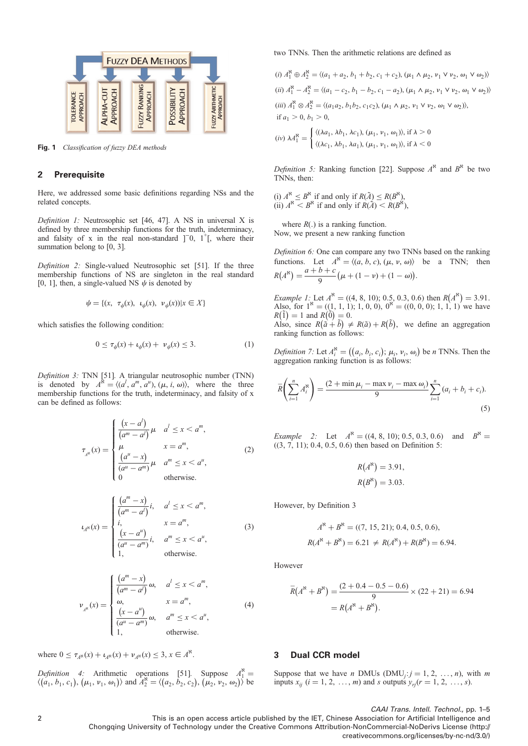Fig. 1 *Classification of fuzzy DEA methods*

## 2 Prerequisite

Here, we addressed some basic definitions regarding NSs and the related concepts.

*Definition 1:* Neutrosophic set [46, 47]. A NS in universal X is defined by three membership functions for the truth, indeterminacy, and falsity of x in the real non-standard $]^{-}0, 1^{+}[$, where their summation belong to [0, 3].

*Definition 2:* Single-valued Neutrosophic set [51]. If the three membership functions of NS are singleton in the real standard [0, 1], then, a single-valued NS $\psi$ is denoted by

$$\psi = \{(x, \tau_{\psi}(x), \iota_{\psi}(x), \nu_{\psi}(x))|x \in X\}$$

which satisfies the following condition:

$$0 \le \tau_{\psi}(x) + \iota_{\psi}(x) + \nu_{\psi}(x) \le 3. \tag{1}$$

*Definition 3:* TNN [51]. A triangular neutrosophic number (TNN) is denoted by $A^{\aleph} = \langle (a^{l}, a^{m}, a^{u}), (\mu, i, \omega) \rangle$, where the three membership functions for the truth, indeterminacy, and falsity of x can be defined as follows:

$$\tau_{A^{\aleph}}(x) = \begin{cases} \dfrac{(x - a^{l})}{(a^{m} - a^{l})}\mu & a^{l} \le x < a^{m}, \\ \mu & x = a^{m}, \\ \dfrac{(a^{u} - x)}{(a^{u} - a^{m})}\mu & a^{m} \le x < a^{u}, \\ 0 & \text{otherwise.} \end{cases} \tag{2}$$

$$\iota_{A^{\aleph}}(x) = \begin{cases} \dfrac{(a^{m} - x)}{(a^{m} - a^{l})}i, & a^{l} \le x < a^{m}, \\ i, & x = a^{m}, \\ \dfrac{(x - a^{u})}{(a^{u} - a^{m})}i, & a^{m} \le x < a^{u}, \\ 1, & \text{otherwise.} \end{cases} \tag{3}$$

$$\nu_{A^{\aleph}}(x) = \begin{cases} \dfrac{(a^{m} - x)}{(a^{m} - a^{l})}\omega, & a^{l} \le x < a^{m}, \\ \omega, & x = a^{m}, \\ \dfrac{(x - a^{u})}{(a^{u} - a^{m})}\omega, & a^{m} \le x < a^{u}, \\ 1, & \text{otherwise.} \end{cases} \tag{4}$$

where $0 \le \tau_{A^{\aleph}}(x) + \iota_{A^{\aleph}}(x) + \nu_{A^{\aleph}}(x) \le 3, x \in A^{\aleph}$.

*Definition 4:* Arithmetic operations [51]. Suppose $A_1^{\aleph} = \langle (a_1, b_1, c_1), (\mu_1, \nu_1, \omega_1) \rangle$ and $A_2^{\aleph} = \langle (a_2, b_2, c_2), (\mu_2, \nu_2, \omega_2) \rangle$ be two TNNs. Then the arithmetic relations are defined as

(i) $A_1^{\aleph} \oplus A_2^{\aleph} = \langle (a_1 + a_2, b_1 + b_2, c_1 + c_2), (\mu_1 \wedge \mu_2, \nu_1 \vee \nu_2, \omega_1 \vee \omega_2) \rangle$

(ii) $A_1^{\aleph} - A_2^{\aleph} = \langle (a_1 - c_2, b_1 - b_2, c_1 - a_2), (\mu_1 \wedge \mu_2, \nu_1 \vee \nu_2, \omega_1 \vee \omega_2) \rangle$

(iii) $A_1^{\aleph} \otimes A_2^{\aleph} = \langle (a_1 a_2, b_1 b_2, c_1 c_2), (\mu_1 \wedge \mu_2, \nu_1 \vee \nu_2, \omega_1 \vee \omega_2) \rangle$, if $a_1 > 0, b_1 > 0$,

(iv) $\lambda A_1^{\aleph} = \begin{cases} \langle (\lambda a_1, \lambda b_1, \lambda c_1), (\mu_1, \nu_1, \omega_1) \rangle, & \text{if } \lambda > 0 \\ \langle (\lambda c_1, \lambda b_1, \lambda a_1), (\mu_1, \nu_1, \omega_1) \rangle, & \text{if } \lambda < 0 \end{cases}$

*Definition 5:* Ranking function [22]. Suppose $A^{\aleph}$ and $B^{\aleph}$ be two TNNs, then:

(i) $A^{\aleph} \le B^{\aleph}$ if and only if $R(\tilde{A}) \le R(B^{\aleph})$,
(ii) $A^{\aleph} < B^{\aleph}$ if and only if $R(\tilde{A}) < R(B^{\aleph})$,

where $R(.)$ is a ranking function.
Now, we present a new ranking function

*Definition 6:* One can compare any two TNNs based on the ranking functions. Let $A^{\aleph} = \langle (a, b, c), (\mu, \nu, \omega) \rangle$ be a TNN; then $R(A^{\aleph}) = \dfrac{a + b + c}{9}(\mu + (1 - \nu) + (1 - \omega))$.

*Example 1:* Let $A^{\aleph} = ((4, 8, 10); 0.5, 0.3, 0.6)$ then $R(A^{\aleph}) = 3.91$. Also, for $1^{\aleph} = ((1, 1, 1); 1, 0, 0)$, $0^{\aleph} = ((0, 0, 0); 1, 1, 1)$ we have $R(\tilde{1}) = 1$ and $R(\tilde{0}) = 0$.
Also, since $R(\tilde{a} + \tilde{b}) \ne R(\tilde{a}) + R(\tilde{b})$, we define an aggregation ranking function as follows:

*Definition 7:* Let $A_i^{\aleph} = ((a_i, b_i, c_i); \mu_i, \nu_i, \omega_i)$ be $n$ TNNs. Then the aggregation ranking function is as follows:

$$\bar{R}\left(\sum_{i=1}^{n} A_i^{\aleph}\right) = \frac{(2 + \min \mu_i - \max \nu_i - \max \omega_i)}{9} \sum_{i=1}^{n} (a_i + b_i + c_i). \tag{5}$$

*Example 2:* Let $A^{\aleph} = ((4, 8, 10); 0.5, 0.3, 0.6)$ and $B^{\aleph} = ((3, 7, 11); 0.4, 0.5, 0.6)$ then based on Definition 5:

$$R(A^{\aleph}) = 3.91,$$
$$R(B^{\aleph}) = 3.03.$$

However, by Definition 3

$$A^{\aleph} + B^{\aleph} = ((7, 15, 21); 0.4, 0.5, 0.6),$$
$$R(A^{\aleph} + B^{\aleph}) = 6.21 \ne R(A^{\aleph}) + R(B^{\aleph}) = 6.94.$$

However

$$\bar{R}(A^{\aleph} + B^{\aleph}) = \frac{(2 + 0.4 - 0.5 - 0.6)}{9} \times (22 + 21) = 6.94 = R(A^{\aleph} + B^{\aleph}).$$

## 3 Dual CCR model

Suppose that we have $n$ DMUs ($DMU_j$; $j = 1, 2, \ldots, n$), with $m$ inputs $x_{ij}$ $(i = 1, 2, \ldots, m)$ and $s$ outputs $y_{rj}(r = 1, 2, \ldots, s)$.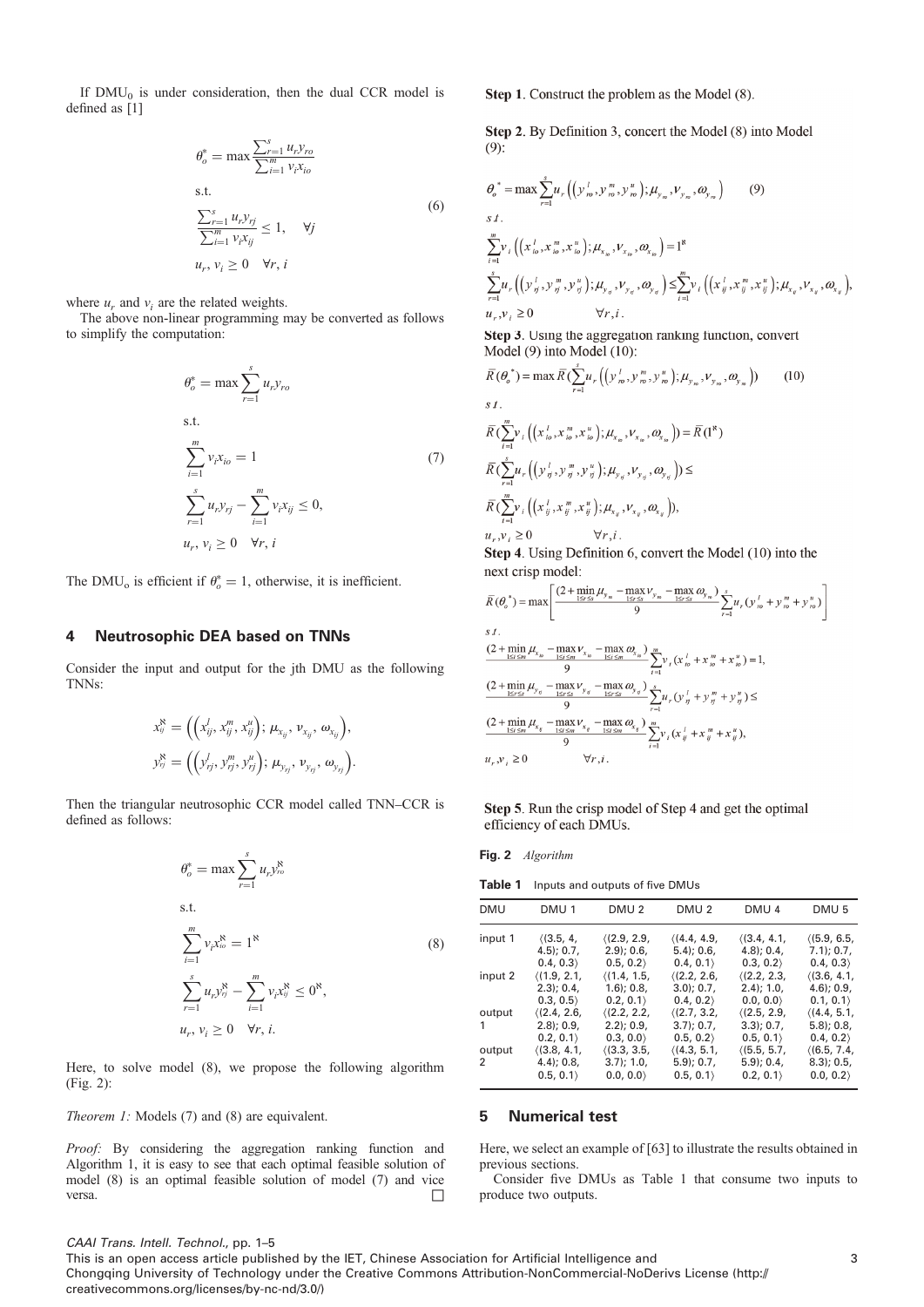If DMU$_0$ is under consideration, then the dual CCR model is defined as [1]

$$\theta_o^* = \max \frac{\sum_{r=1}^{s} u_r y_{ro}}{\sum_{i=1}^{m} v_i x_{io}}$$
$$\text{s.t.}$$
$$\frac{\sum_{r=1}^{s} u_r y_{rj}}{\sum_{i=1}^{m} v_i x_{ij}} \le 1, \quad \forall j \tag{6}$$
$$u_r, v_i \ge 0 \quad \forall r, i$$

where $u_r$ and $v_i$ are the related weights.

The above non-linear programming may be converted as follows to simplify the computation:

$$\theta_o^* = \max \sum_{r=1}^{s} u_r y_{ro}$$
$$\text{s.t.}$$
$$\sum_{i=1}^{m} v_i x_{io} = 1 \tag{7}$$
$$\sum_{r=1}^{s} u_r y_{rj} - \sum_{i=1}^{m} v_i x_{ij} \le 0,$$
$$u_r, v_i \ge 0 \quad \forall r, i$$

The DMU$_o$ is efficient if $\theta_o^* = 1$, otherwise, it is inefficient.

## 4 Neutrosophic DEA based on TNNs

Consider the input and output for the jth DMU as the following TNNs:

$$x_{ij}^{\aleph} = \left( \left( x_{ij}^{l}, x_{ij}^{m}, x_{ij}^{u} \right); \mu_{x_{ij}}, \nu_{x_{ij}}, \omega_{x_{ij}} \right),$$
$$y_{rj}^{\aleph} = \left( \left( y_{rj}^{l}, y_{rj}^{m}, y_{rj}^{u} \right); \mu_{y_{rj}}, \nu_{y_{rj}}, \omega_{y_{rj}} \right).$$

Then the triangular neutrosophic CCR model called TNN–CCR is defined as follows:

$$\theta_o^* = \max \sum_{r=1}^{s} u_r y_{ro}^{\aleph}$$
$$\text{s.t.}$$
$$\sum_{i=1}^{m} v_i x_{io}^{\aleph} = 1^{\aleph} \tag{8}$$
$$\sum_{r=1}^{s} u_r y_{rj}^{\aleph} - \sum_{i=1}^{m} v_i x_{ij}^{\aleph} \le 0^{\aleph},$$
$$u_r, v_i \ge 0 \quad \forall r, i.$$

Here, to solve model (8), we propose the following algorithm (Fig. 2):

*Theorem 1:* Models (7) and (8) are equivalent.

*Proof:* By considering the aggregation ranking function and Algorithm 1, it is easy to see that each optimal feasible solution of model (8) is an optimal feasible solution of model (7) and vice versa. □

**Step 1**. Construct the problem as the Model (8).

**Step 2**. By Definition 3, concert the Model (8) into Model (9):

$$\theta_o^* = \max \sum_{r=1}^{s} u_r \left( \left( y_{ro}^{l}, y_{ro}^{m}, y_{ro}^{u} \right); \mu_{y_{ro}}, \nu_{y_{ro}}, \omega_{y_{ro}} \right) \tag{9}$$
$$s.t.$$
$$\sum_{i=1}^{m} v_i \left( \left( x_{io}^{l}, x_{io}^{m}, x_{io}^{u} \right); \mu_{x_{io}}, \nu_{x_{io}}, \omega_{x_{io}} \right) = 1^{\aleph}$$
$$\sum_{r=1}^{s} u_r \left( \left( y_{rj}^{l}, y_{rj}^{m}, y_{rj}^{u} \right); \mu_{y_{rj}}, \nu_{y_{rj}}, \omega_{y_{rj}} \right) \le \sum_{i=1}^{m} v_i \left( \left( x_{ij}^{l}, x_{ij}^{m}, x_{ij}^{u} \right); \mu_{x_{ij}}, \nu_{x_{ij}}, \omega_{x_{ij}} \right),$$
$$u_r, v_i \ge 0 \qquad \forall r, i.$$

**Step 3**. Using the aggregation ranking function, convert Model (9) into Model (10):

$$\bar{R}(\theta_o^*) = \max \bar{R}\left( \sum_{r=1}^{s} u_r \left( \left( y_{ro}^{l}, y_{ro}^{m}, y_{ro}^{u} \right); \mu_{y_{ro}}, \nu_{y_{ro}}, \omega_{y_{ro}} \right) \right) \tag{10}$$
$$s.t.$$
$$\bar{R}\left( \sum_{i=1}^{m} v_i \left( \left( x_{io}^{l}, x_{io}^{m}, x_{io}^{u} \right); \mu_{x_{io}}, \nu_{x_{io}}, \omega_{x_{io}} \right) \right) = \bar{R}(1^{\aleph})$$
$$\bar{R}\left( \sum_{r=1}^{s} u_r \left( \left( y_{rj}^{l}, y_{rj}^{m}, y_{rj}^{u} \right); \mu_{y_{rj}}, \nu_{y_{rj}}, \omega_{y_{rj}} \right) \right) \le$$
$$\bar{R}\left( \sum_{i=1}^{m} v_i \left( \left( x_{ij}^{l}, x_{ij}^{m}, x_{ij}^{u} \right); \mu_{x_{ij}}, \nu_{x_{ij}}, \omega_{x_{ij}} \right) \right),$$
$$u_r, v_i \ge 0 \qquad \forall r, i.$$

**Step 4**. Using Definition 6, convert the Model (10) into the next crisp model:

$$\bar{R}(\theta_o^*) = \max \left[ \frac{(2 + \min_{1 \le r \le s} \mu_{y_{ro}} - \max_{1 \le r \le s} \nu_{y_{ro}} - \max_{1 \le r \le s} \omega_{y_{ro}})}{9} \sum_{r=1}^{s} u_r (y_{ro}^{l} + y_{ro}^{m} + y_{ro}^{u}) \right]$$
$$s.t.$$
$$\frac{(2 + \min_{1 \le i \le m} \mu_{x_{io}} - \max_{1 \le i \le m} \nu_{x_{io}} - \max_{1 \le i \le m} \omega_{x_{io}})}{9} \sum_{i=1}^{m} v_i (x_{io}^{l} + x_{io}^{m} + x_{io}^{u}) = 1,$$
$$\frac{(2 + \min_{1 \le r \le s} \mu_{y_{rj}} - \max_{1 \le r \le s} \nu_{y_{rj}} - \max_{1 \le r \le s} \omega_{y_{rj}})}{9} \sum_{r=1}^{s} u_r (y_{rj}^{l} + y_{rj}^{m} + y_{rj}^{u}) \le$$
$$\frac{(2 + \min_{1 \le i \le m} \mu_{x_{ij}} - \max_{1 \le i \le m} \nu_{x_{ij}} - \max_{1 \le i \le m} \omega_{x_{ij}})}{9} \sum_{i=1}^{m} v_i (x_{ij}^{l} + x_{ij}^{m} + x_{ij}^{u}),$$
$$u_r, v_i \ge 0 \qquad \forall r, i.$$

**Step 5**. Run the crisp model of Step 4 and get the optimal efficiency of each DMUs.

**Fig. 2** *Algorithm*

**Table 1** Inputs and outputs of five DMUs

| DMU | DMU 1 | DMU 2 | DMU 2 | DMU 4 | DMU 5 |
|---|---|---|---|---|---|
| input 1 | ⟨(3.5, 4, 4.5); 0.7, 0.4, 0.3⟩ | ⟨(2.9, 2.9, 2.9); 0.6, 0.5, 0.2⟩ | ⟨(4.4, 4.9, 5.4); 0.6, 0.4, 0.1⟩ | ⟨(3.4, 4.1, 4.8); 0.4, 0.3, 0.2⟩ | ⟨(5.9, 6.5, 7.1); 0.7, 0.4, 0.3⟩ |
| input 2 | ⟨(1.9, 2.1, 2.3); 0.4, 0.3, 0.5⟩ | ⟨(1.4, 1.5, 1.6); 0.8, 0.2, 0.1⟩ | ⟨(2.2, 2.6, 3.0); 0.7, 0.4, 0.2⟩ | ⟨(2.2, 2.3, 2.4); 1.0, 0.0, 0.0⟩ | ⟨(3.6, 4.1, 4.6); 0.9, 0.1, 0.1⟩ |
| output 1 | ⟨(2.4, 2.6, 2.8); 0.9, 0.2, 0.1⟩ | ⟨(2.2, 2.2, 2.2); 0.9, 0.3, 0.0⟩ | ⟨(2.7, 3.2, 3.7); 0.7, 0.5, 0.2⟩ | ⟨(2.5, 2.9, 3.3); 0.7, 0.5, 0.1⟩ | ⟨(4.4, 5.1, 5.8); 0.8, 0.4, 0.2⟩ |
| output 2 | ⟨(3.8, 4.1, 4.4); 0.8, 0.5, 0.1⟩ | ⟨(3.3, 3.5, 3.7); 1.0, 0.0, 0.0⟩ | ⟨(4.3, 5.1, 5.9); 0.7, 0.5, 0.1⟩ | ⟨(5.5, 5.7, 5.9); 0.4, 0.2, 0.1⟩ | ⟨(6.5, 7.4, 8.3); 0.5, 0.0, 0.2⟩ |

## 5 Numerical test

Here, we select an example of [63] to illustrate the results obtained in previous sections.

Consider five DMUs as Table 1 that consume two inputs to produce two outputs.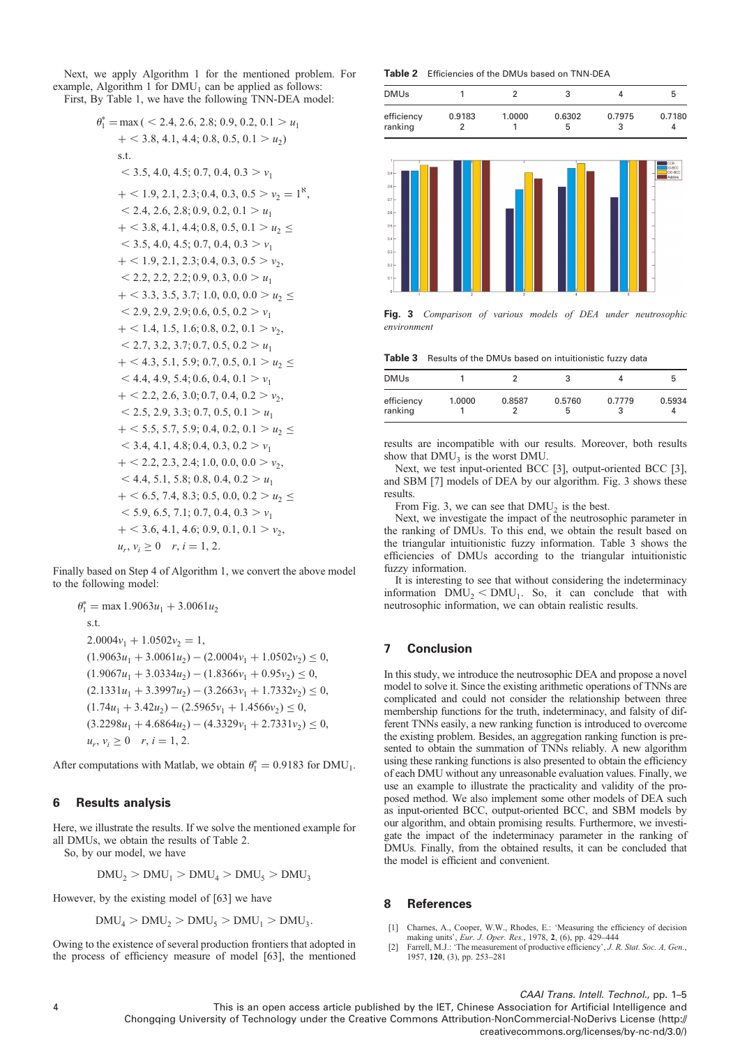Next, we apply Algorithm 1 for the mentioned problem. For example, Algorithm 1 for $DMU_1$ can be applied as follows:

First, By Table 1, we have the following TNN-DEA model:

$$
\begin{aligned}
\theta_1^* = \max\,( & < 2.4, 2.6, 2.8; 0.9, 0.2, 0.1 > u_1 \\
& + < 3.8, 4.1, 4.4; 0.8, 0.5, 0.1 > u_2) \\
\text{s.t.} & \\
& < 3.5, 4.0, 4.5; 0.7, 0.4, 0.3 > v_1 \\
& + < 1.9, 2.1, 2.3; 0.4, 0.3, 0.5 > v_2 = 1^{\aleph}, \\
& < 2.4, 2.6, 2.8; 0.9, 0.2, 0.1 > u_1 \\
& + < 3.8, 4.1, 4.4; 0.8, 0.5, 0.1 > u_2 \leq \\
& < 3.5, 4.0, 4.5; 0.7, 0.4, 0.3 > v_1 \\
& + < 1.9, 2.1, 2.3; 0.4, 0.3, 0.5 > v_2, \\
& < 2.2, 2.2, 2.2; 0.9, 0.3, 0.0 > u_1 \\
& + < 3.3, 3.5, 3.7; 1.0, 0.0, 0.0 > u_2 \leq \\
& < 2.9, 2.9, 2.9; 0.6, 0.5, 0.2 > v_1 \\
& + < 1.4, 1.5, 1.6; 0.8, 0.2, 0.1 > v_2, \\
& < 2.7, 3.2, 3.7; 0.7, 0.5, 0.2 > u_1 \\
& + < 4.3, 5.1, 5.9; 0.7, 0.5, 0.1 > u_2 \leq \\
& < 4.4, 4.9, 5.4; 0.6, 0.4, 0.1 > v_1 \\
& + < 2.2, 2.6, 3.0; 0.7, 0.4, 0.2 > v_2, \\
& < 2.5, 2.9, 3.3; 0.7, 0.5, 0.1 > u_1 \\
& + < 5.5, 5.7, 5.9; 0.4, 0.2, 0.1 > u_2 \leq \\
& < 3.4, 4.1, 4.8; 0.4, 0.3, 0.2 > v_1 \\
& + < 2.2, 2.3, 2.4; 1.0, 0.0, 0.0 > v_2, \\
& < 4.4, 5.1, 5.8; 0.8, 0.4, 0.2 > u_1 \\
& + < 6.5, 7.4, 8.3; 0.5, 0.0, 0.2 > u_2 \leq \\
& < 5.9, 6.5, 7.1; 0.7, 0.4, 0.3 > v_1 \\
& + < 3.6, 4.1, 4.6; 0.9, 0.1, 0.1 > v_2, \\
& u_r, v_i \geq 0 \quad r, i = 1, 2.
\end{aligned}
$$

Finally based on Step 4 of Algorithm 1, we convert the above model to the following model:

$$
\begin{aligned}
\theta_1^* = & \max 1.9063u_1 + 3.0061u_2 \\
\text{s.t.} & \\
& 2.0004v_1 + 1.0502v_2 = 1, \\
& (1.9063u_1 + 3.0061u_2) - (2.0004v_1 + 1.0502v_2) \leq 0, \\
& (1.9067u_1 + 3.0334u_2) - (1.8366v_1 + 0.95v_2) \leq 0, \\
& (2.1331u_1 + 3.3997u_2) - (3.2663v_1 + 1.7332v_2) \leq 0, \\
& (1.74u_1 + 3.42u_2) - (2.5965v_1 + 1.4566v_2) \leq 0, \\
& (3.2298u_1 + 4.6864u_2) - (4.3329v_1 + 2.7331v_2) \leq 0, \\
& u_r, v_i \geq 0 \quad r, i = 1, 2.
\end{aligned}
$$

After computations with Matlab, we obtain $\theta_1^* = 0.9183$ for $DMU_1$.

## 6 Results analysis

Here, we illustrate the results. If we solve the mentioned example for all DMUs, we obtain the results of Table 2.

So, by our model, we have

$$DMU_2 > DMU_1 > DMU_4 > DMU_5 > DMU_3$$

However, by the existing model of [63] we have

$$DMU_4 > DMU_2 > DMU_5 > DMU_1 > DMU_3.$$

Owing to the existence of several production frontiers that adopted in the process of efficiency measure of model [63], the mentioned results are incompatible with our results. Moreover, both results show that $DMU_3$ is the worst DMU.

Next, we test input-oriented BCC [3], output-oriented BCC [3], and SBM [7] models of DEA by our algorithm. Fig. 3 shows these results.

From Fig. 3, we can see that $DMU_2$ is the best.

Next, we investigate the impact of the neutrosophic parameter in the ranking of DMUs. To this end, we obtain the result based on the triangular intuitionistic fuzzy information. Table 3 shows the efficiencies of DMUs according to the triangular intuitionistic fuzzy information.

It is interesting to see that without considering the indeterminacy information $DMU_2 < DMU_1$. So, it can conclude that with neutrosophic information, we can obtain realistic results.

**Table 2** Efficiencies of the DMUs based on TNN-DEA

| DMUs | 1 | 2 | 3 | 4 | 5 |
|---|---|---|---|---|---|
| efficiency | 0.9183 | 1.0000 | 0.6302 | 0.7975 | 0.7180 |
| ranking | 2 | 1 | 5 | 3 | 4 |

**Fig. 3** *Comparison of various models of DEA under neutrosophic environment*

**Table 3** Results of the DMUs based on intuitionistic fuzzy data

| DMUs | 1 | 2 | 3 | 4 | 5 |
|---|---|---|---|---|---|
| efficiency | 1.0000 | 0.8587 | 0.5760 | 0.7779 | 0.5934 |
| ranking | 1 | 2 | 5 | 3 | 4 |

## 7 Conclusion

In this study, we introduce the neutrosophic DEA and propose a novel model to solve it. Since the existing arithmetic operations of TNNs are complicated and could not consider the relationship between three membership functions for the truth, indeterminacy, and falsity of different TNNs easily, a new ranking function is introduced to overcome the existing problem. Besides, an aggregation ranking function is presented to obtain the summation of TNNs reliably. A new algorithm using these ranking functions is also presented to obtain the efficiency of each DMU without any unreasonable evaluation values. Finally, we use an example to illustrate the practicality and validity of the proposed method. We also implement some other models of DEA such as input-oriented BCC, output-oriented BCC, and SBM models by our algorithm, and obtain promising results. Furthermore, we investigate the impact of the indeterminacy parameter in the ranking of DMUs. Finally, from the obtained results, it can be concluded that the model is efficient and convenient.

## 8 References

[1] Charnes, A., Cooper, W.W., Rhodes, E.: 'Measuring the efficiency of decision making units', *Eur. J. Oper. Res.*, 1978, **2**, (6), pp. 429–444

[2] Farrell, M.J.: 'The measurement of productive efficiency', *J. R. Stat. Soc. A, Gen.*, 1957, **120**, (3), pp. 253–281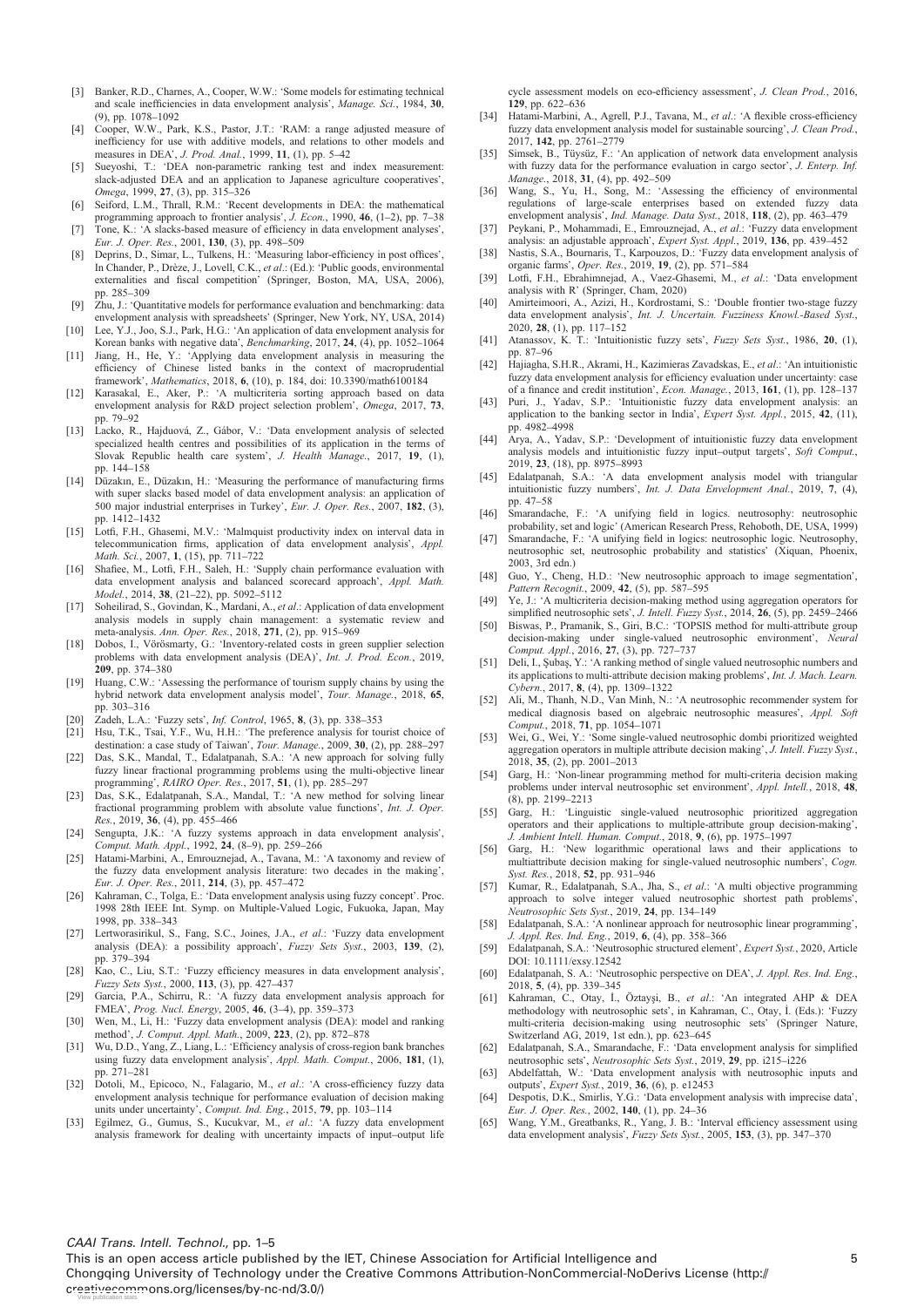[3] Banker, R.D., Charnes, A., Cooper, W.W.: 'Some models for estimating technical and scale inefficiencies in data envelopment analysis', *Manage. Sci.*, 1984, **30**, (9), pp. 1078–1092

[4] Cooper, W.W., Park, K.S., Pastor, J.T.: 'RAM: a range adjusted measure of inefficiency for use with additive models, and relations to other models and measures in DEA', *J. Prod. Anal.*, 1999, **11**, (1), pp. 5–42

[5] Sueyoshi, T.: 'DEA non-parametric ranking test and index measurement: slack-adjusted DEA and an application to Japanese agriculture cooperatives', *Omega*, 1999, **27**, (3), pp. 315–326

[6] Seiford, L.M., Thrall, R.M.: 'Recent developments in DEA: the mathematical programming approach to frontier analysis', *J. Econ.*, 1990, **46**, (1–2), pp. 7–38

[7] Tone, K.: 'A slacks-based measure of efficiency in data envelopment analyses', *Eur. J. Oper. Res.*, 2001, **130**, (3), pp. 498–509

[8] Deprins, D., Simar, L., Tulkens, H.: 'Measuring labor-efficiency in post offices', In Chander, P., Drèze, J., Lovell, C.K., *et al.*: (Ed.): 'Public goods, environmental externalities and fiscal competition' (Springer, Boston, MA, USA, 2006), pp. 285–309

[9] Zhu, J.: 'Quantitative models for performance evaluation and benchmarking: data envelopment analysis with spreadsheets' (Springer, New York, NY, USA, 2014)

[10] Lee, Y.J., Joo, S.J., Park, H.G.: 'An application of data envelopment analysis for Korean banks with negative data', *Benchmarking*, 2017, **24**, (4), pp. 1052–1064

[11] Jiang, H., He, Y.: 'Applying data envelopment analysis in measuring the efficiency of Chinese listed banks in the context of macroprudential framework', *Mathematics*, 2018, **6**, (10), p. 184, doi: 10.3390/math6100184

[12] Karasakal, E., Aker, P.: 'A multicriteria sorting approach based on data envelopment analysis for R&D project selection problem', *Omega*, 2017, **73**, pp. 79–92

[13] Lacko, R., Hajduová, Z., Gábor, V.: 'Data envelopment analysis of selected specialized health centres and possibilities of its application in the terms of Slovak Republic health care system', *J. Health Manage.*, 2017, **19**, (1), pp. 144–158

[14] Düzakın, E., Düzakın, H.: 'Measuring the performance of manufacturing firms with super slacks based model of data envelopment analysis: an application of 500 major industrial enterprises in Turkey', *Eur. J. Oper. Res.*, 2007, **182**, (3), pp. 1412–1432

[15] Lotfi, F.H., Ghasemi, M.V.: 'Malmquist productivity index on interval data in telecommunication firms, application of data envelopment analysis', *Appl. Math. Sci.*, 2007, **1**, (15), pp. 711–722

[16] Shafiee, M., Lotfi, F.H., Saleh, H.: 'Supply chain performance evaluation with data envelopment analysis and balanced scorecard approach', *Appl. Math. Model.*, 2014, **38**, (21–22), pp. 5092–5112

[17] Soheilirad, S., Govindan, K., Mardani, A., *et al.*: Application of data envelopment analysis models in supply chain management: a systematic review and meta-analysis. *Ann. Oper. Res.*, 2018, **271**, (2), pp. 915–969

[18] Dobos, I., Vörösmarty, G.: 'Inventory-related costs in green supplier selection problems with data envelopment analysis (DEA)', *Int. J. Prod. Econ.*, 2019, **209**, pp. 374–380

[19] Huang, C.W.: 'Assessing the performance of tourism supply chains by using the hybrid network data envelopment analysis model', *Tour. Manage.*, 2018, **65**, pp. 303–316

[20] Zadeh, L.A.: 'Fuzzy sets', *Inf. Control*, 1965, **8**, (3), pp. 338–353

[21] Hsu, T.K., Tsai, Y.F., Wu, H.H.: 'The preference analysis for tourist choice of destination: a case study of Taiwan', *Tour. Manage.*, 2009, **30**, (2), pp. 288–297

[22] Das, S.K., Mandal, T., Edalatpanah, S.A.: 'A new approach for solving fully fuzzy linear fractional programming problems using the multi-objective linear programming', *RAIRO Oper. Res.*, 2017, **51**, (1), pp. 285–297

[23] Das, S.K., Edalatpanah, S.A., Mandal, T.: 'A new method for solving linear fractional programming problem with absolute value functions', *Int. J. Oper. Res.*, 2019, **36**, (4), pp. 455–466

[24] Sengupta, J.K.: 'A fuzzy systems approach in data envelopment analysis', *Comput. Math. Appl.*, 1992, **24**, (8–9), pp. 259–266

[25] Hatami-Marbini, A., Emrouznejad, A., Tavana, M.: 'A taxonomy and review of the fuzzy data envelopment analysis literature: two decades in the making', *Eur. J. Oper. Res.*, 2011, **214**, (3), pp. 457–472

[26] Kahraman, C., Tolga, E.: 'Data envelopment analysis using fuzzy concept'. Proc. 1998 28th IEEE Int. Symp. on Multiple-Valued Logic, Fukuoka, Japan, May 1998, pp. 338–343

[27] Lertworasirikul, S., Fang, S.C., Joines, J.A., *et al.*: 'Fuzzy data envelopment analysis (DEA): a possibility approach', *Fuzzy Sets Syst.*, 2003, **139**, (2), pp. 379–394

[28] Kao, C., Liu, S.T.: 'Fuzzy efficiency measures in data envelopment analysis', *Fuzzy Sets Syst.*, 2000, **113**, (3), pp. 427–437

[29] Garcia, P.A., Schirru, R.: 'A fuzzy data envelopment analysis approach for FMEA', *Prog. Nucl. Energy*, 2005, **46**, (3–4), pp. 359–373

[30] Wen, M., Li, H.: 'Fuzzy data envelopment analysis (DEA): model and ranking method', *J. Comput. Appl. Math.*, 2009, **223**, (2), pp. 872–878

[31] Wu, D.D., Yang, Z., Liang, L.: 'Efficiency analysis of cross-region bank branches using fuzzy data envelopment analysis', *Appl. Math. Comput.*, 2006, **181**, (1), pp. 271–281

[32] Dotoli, M., Epicoco, N., Falagario, M., *et al.*: 'A cross-efficiency fuzzy data envelopment analysis technique for performance evaluation of decision making units under uncertainty', *Comput. Ind. Eng.*, 2015, **79**, pp. 103–114

[33] Egilmez, G., Gumus, S., Kucukvar, M., *et al.*: 'A fuzzy data envelopment analysis framework for dealing with uncertainty impacts of input–output life cycle assessment models on eco-efficiency assessment', *J. Clean Prod.*, 2016, **129**, pp. 622–636

[34] Hatami-Marbini, A., Agrell, P.J., Tavana, M., *et al.*: 'A flexible cross-efficiency fuzzy data envelopment analysis model for sustainable sourcing', *J. Clean Prod.*, 2017, **142**, pp. 2761–2779

[35] Simsek, B., Tüysüz, F.: 'An application of network data envelopment analysis with fuzzy data for the performance evaluation in cargo sector', *J. Enterp. Inf. Manage.*, 2018, **31**, (4), pp. 492–509

[36] Wang, S., Yu, H., Song, M.: 'Assessing the efficiency of environmental regulations of large-scale enterprises based on extended fuzzy data envelopment analysis', *Ind. Manage. Data Syst.*, 2018, **118**, (2), pp. 463–479

[37] Peykani, P., Mohammadi, E., Emrouznejad, A., *et al.*: 'Fuzzy data envelopment analysis: an adjustable approach', *Expert Syst. Appl.*, 2019, **136**, pp. 439–452

[38] Nastis, S.A., Bournaris, T., Karpouzos, D.: 'Fuzzy data envelopment analysis of organic farms', *Oper. Res.*, 2019, **19**, (2), pp. 571–584

[39] Lotfi, F.H., Ebrahimnejad, A., Vaez-Ghasemi, M., *et al.*: 'Data envelopment analysis with R' (Springer, Cham, 2020)

[40] Amirteimoori, A., Azizi, H., Kordrostami, S.: 'Double frontier two-stage fuzzy data envelopment analysis', *Int. J. Uncertain. Fuzziness Knowl.-Based Syst.*, 2020, **28**, (1), pp. 117–152

[41] Atanassov, K. T.: 'Intuitionistic fuzzy sets', *Fuzzy Sets Syst.*, 1986, **20**, (1), pp. 87–96

[42] Hajiagha, S.H.R., Akrami, H., Kazimieras Zavadskas, E., *et al.*: 'An intuitionistic fuzzy data envelopment analysis for efficiency evaluation under uncertainty: case of a finance and credit institution', *Econ. Manage.*, 2013, **161**, (1), pp. 128–137

[43] Puri, J., Yadav, S.P.: 'Intuitionistic fuzzy data envelopment analysis: an application to the banking sector in India', *Expert Syst. Appl.*, 2015, **42**, (11), pp. 4982–4998

[44] Arya, A., Yadav, S.P.: 'Development of intuitionistic fuzzy data envelopment analysis models and intuitionistic fuzzy input–output targets', *Soft Comput.*, 2019, **23**, (18), pp. 8975–8993

[45] Edalatpanah, S.A.: 'A data envelopment analysis model with triangular intuitionistic fuzzy numbers', *Int. J. Data Envelopment Anal.*, 2019, **7**, (4), pp. 47–58

[46] Smarandache, F.: 'A unifying field in logics. neutrosophy: neutrosophic probability, set and logic' (American Research Press, Rehoboth, DE, USA, 1999)

[47] Smarandache, F.: 'A unifying field in logics: neutrosophic logic. Neutrosophy, neutrosophic set, neutrosophic probability and statistics' (Xiquan, Phoenix, 2003, 3rd edn.)

[48] Guo, Y., Cheng, H.D.: 'New neutrosophic approach to image segmentation', *Pattern Recognit.*, 2009, **42**, (5), pp. 587–595

[49] Ye, J.: 'A multicriteria decision-making method using aggregation operators for simplified neutrosophic sets', *J. Intell. Fuzzy Syst.*, 2014, **26**, (5), pp. 2459–2466

[50] Biswas, P., Pramanik, S., Giri, B.C.: 'TOPSIS method for multi-attribute group decision-making under single-valued neutrosophic environment', *Neural Comput. Appl.*, 2016, **27**, (3), pp. 727–737

[51] Deli, I., Şubaş, Y.: 'A ranking method of single valued neutrosophic numbers and its applications to multi-attribute decision making problems', *Int. J. Mach. Learn. Cybern.*, 2017, **8**, (4), pp. 1309–1322

[52] Ali, M., Thanh, N.D., Van Minh, N.: 'A neutrosophic recommender system for medical diagnosis based on algebraic neutrosophic measures', *Appl. Soft Comput.*, 2018, **71**, pp. 1054–1071

[53] Wei, G., Wei, Y.: 'Some single-valued neutrosophic dombi prioritized weighted aggregation operators in multiple attribute decision making', *J. Intell. Fuzzy Syst.*, 2018, **35**, (2), pp. 2001–2013

[54] Garg, H.: 'Non-linear programming method for multi-criteria decision making problems under interval neutrosophic set environment', *Appl. Intell.*, 2018, **48**, (8), pp. 2199–2213

[55] Garg, H.: 'Linguistic single-valued neutrosophic prioritized aggregation operators and their applications to multiple-attribute group decision-making', *J. Ambient Intell. Human. Comput.*, 2018, **9**, (6), pp. 1975–1997

[56] Garg, H.: 'New logarithmic operational laws and their applications to multiattribute decision making for single-valued neutrosophic numbers', *Cogn. Syst. Res.*, 2018, **52**, pp. 931–946

[57] Kumar, R., Edalatpanah, S.A., Jha, S., *et al.*: 'A multi objective programming approach to solve integer valued neutrosophic shortest path problems', *Neutrosophic Sets Syst.*, 2019, **24**, pp. 134–149

[58] Edalatpanah, S.A.: 'A nonlinear approach for neutrosophic linear programming', *J. Appl. Res. Ind. Eng.*, 2019, **6**, (4), pp. 358–366

[59] Edalatpanah, S.A.: 'Neutrosophic structured element', *Expert Syst.*, 2020, Article DOI: 10.1111/exsy.12542

[60] Edalatpanah, S. A.: 'Neutrosophic perspective on DEA', *J. Appl. Res. Ind. Eng.*, 2018, **5**, (4), pp. 339–345

[61] Kahraman, C., Otay, İ., Öztayşi, B., *et al.*: 'An integrated AHP & DEA methodology with neutrosophic sets', in Kahraman, C., Otay, İ. (Eds.): 'Fuzzy multi-criteria decision-making using neutrosophic sets' (Springer Nature, Switzerland AG, 2019, 1st edn.), pp. 623–645

[62] Edalatpanah, S.A., Smarandache, F.: 'Data envelopment analysis for simplified neutrosophic sets', *Neutrosophic Sets Syst.*, 2019, **29**, pp. i215–i226

[63] Abdelfattah, W.: 'Data envelopment analysis with neutrosophic inputs and outputs', *Expert Syst.*, 2019, **36**, (6), p. e12453

[64] Despotis, D.K., Smirlis, Y.G.: 'Data envelopment analysis with imprecise data', *Eur. J. Oper. Res.*, 2002, **140**, (1), pp. 24–36

[65] Wang, Y.M., Greatbanks, R., Yang, J. B.: 'Interval efficiency assessment using data envelopment analysis', *Fuzzy Sets Syst.*, 2005, **153**, (3), pp. 347–370